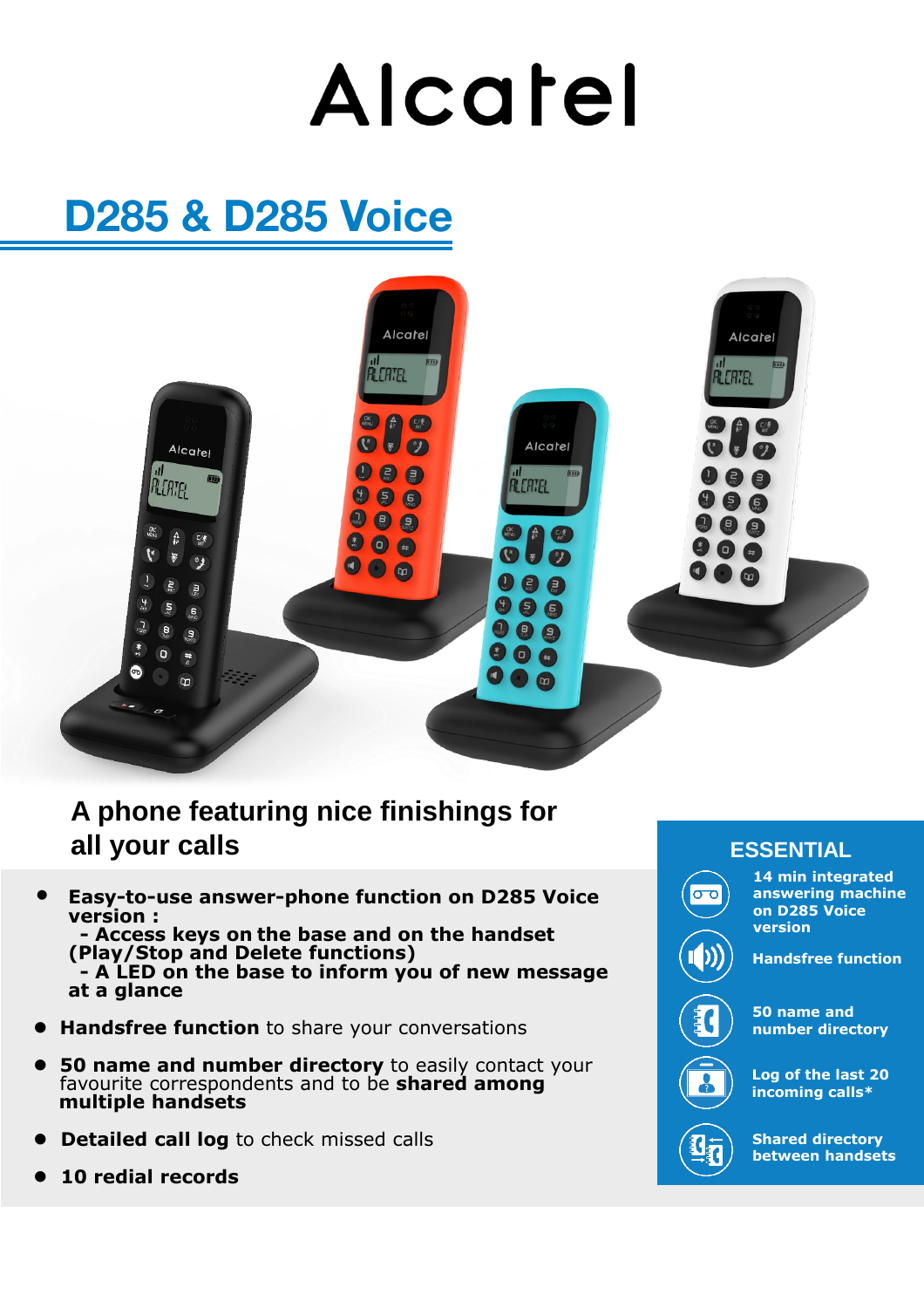# Alcatel

## D285 & D285 Voice

### A phone featuring nice finishings for all your calls

- **Easy-to-use answer-phone function on D285 Voice version :**
  **- Access keys on the base and on the handset (Play/Stop and Delete functions)**
  **- A LED on the base to inform you of new message at a glance**
- **Handsfree function** to share your conversations
- **50 name and number directory** to easily contact your favourite correspondents and to be **shared among multiple handsets**
- **Detailed call log** to check missed calls
- **10 redial records**

### ESSENTIAL

- **14 min integrated answering machine on D285 Voice version**
- **Handsfree function**
- **50 name and number directory**
- **Log of the last 20 incoming calls***
- **Shared directory between handsets**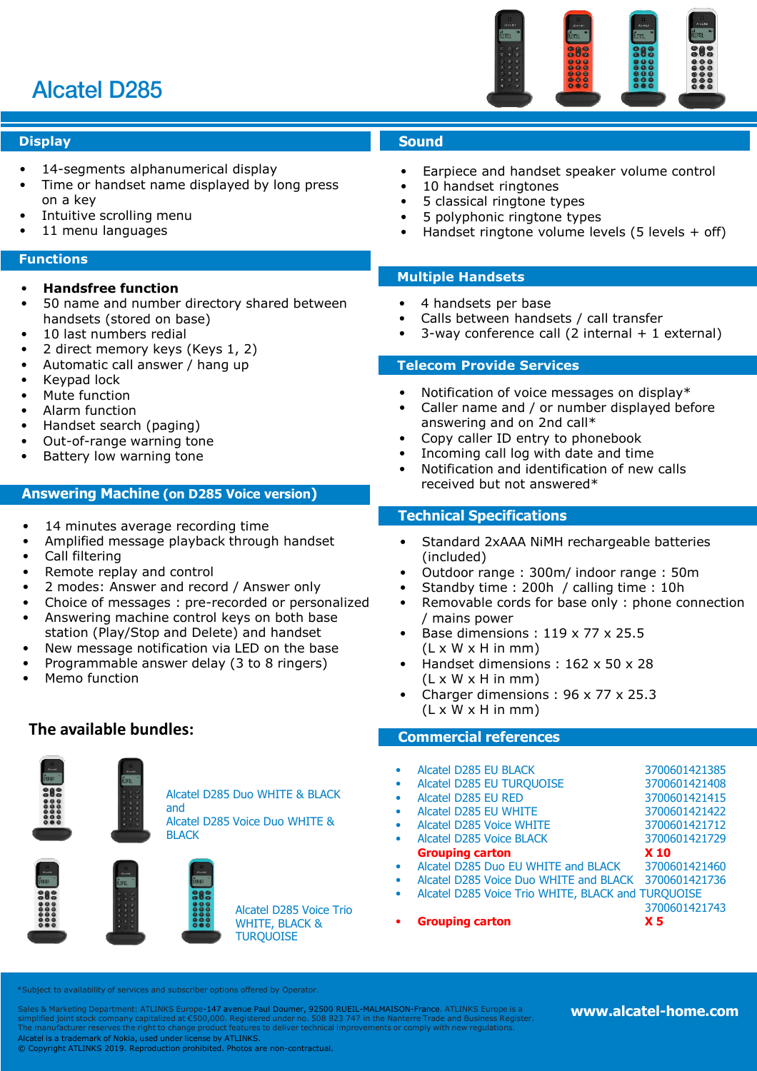# Alcatel D285

## Display

- 14-segments alphanumerical display
- Time or handset name displayed by long press on a key
- Intuitive scrolling menu
- 11 menu languages

## Functions

- **Handsfree function**
- 50 name and number directory shared between handsets (stored on base)
- 10 last numbers redial
- 2 direct memory keys (Keys 1, 2)
- Automatic call answer / hang up
- Keypad lock
- Mute function
- Alarm function
- Handset search (paging)
- Out-of-range warning tone
- Battery low warning tone

## Answering Machine (on D285 Voice version)

- 14 minutes average recording time
- Amplified message playback through handset
- Call filtering
- Remote replay and control
- 2 modes: Answer and record / Answer only
- Choice of messages : pre-recorded or personalized
- Answering machine control keys on both base station (Play/Stop and Delete) and handset
- New message notification via LED on the base
- Programmable answer delay (3 to 8 ringers)
- Memo function

## The available bundles:

Alcatel D285 Duo WHITE & BLACK and Alcatel D285 Voice Duo WHITE & BLACK

Alcatel D285 Voice Trio WHITE, BLACK & TURQUOISE

## Sound

- Earpiece and handset speaker volume control
- 10 handset ringtones
- 5 classical ringtone types
- 5 polyphonic ringtone types
- Handset ringtone volume levels (5 levels + off)

## Multiple Handsets

- 4 handsets per base
- Calls between handsets / call transfer
- 3-way conference call (2 internal + 1 external)

## Telecom Provide Services

- Notification of voice messages on display*
- Caller name and / or number displayed before answering and on 2nd call*
- Copy caller ID entry to phonebook
- Incoming call log with date and time
- Notification and identification of new calls received but not answered*

## Technical Specifications

- Standard 2xAAA NiMH rechargeable batteries (included)
- Outdoor range : 300m/ indoor range : 50m
- Standby time : 200h / calling time : 10h
- Removable cords for base only : phone connection / mains power
- Base dimensions : 119 x 77 x 25.5 (L x W x H in mm)
- Handset dimensions : 162 x 50 x 28 (L x W x H in mm)
- Charger dimensions : 96 x 77 x 25.3 (L x W x H in mm)

## Commercial references

- Alcatel D285 EU BLACK — 3700601421385
- Alcatel D285 EU TURQUOISE — 3700601421408
- Alcatel D285 EU RED — 3700601421415
- Alcatel D285 EU WHITE — 3700601421422
- Alcatel D285 Voice WHITE — 3700601421712
- Alcatel D285 Voice BLACK — 3700601421729

**Grouping carton — X 10**

- Alcatel D285 Duo EU WHITE and BLACK — 3700601421460
- Alcatel D285 Voice Duo WHITE and BLACK — 3700601421736
- Alcatel D285 Voice Trio WHITE, BLACK and TURQUOISE — 3700601421743
- **Grouping carton — X 5**

*Subject to availability of services and subscriber options offered by Operator.

Sales & Marketing Department: ATLINKS Europe-147 avenue Paul Doumer, 92500 RUEIL-MALMAISON-France. ATLINKS Europe is a simplified joint stock company capitalized at €500,000. Registered under no. 508 823 747 in the Nanterre Trade and Business Register. The manufacturer reserves the right to change product features to deliver technical improvements or comply with new regulations.
Alcatel is a trademark of Nokia, used under license by ATLINKS.
© Copyright ATLINKS 2019. Reproduction prohibited. Photos are non-contractual.

www.alcatel-home.com